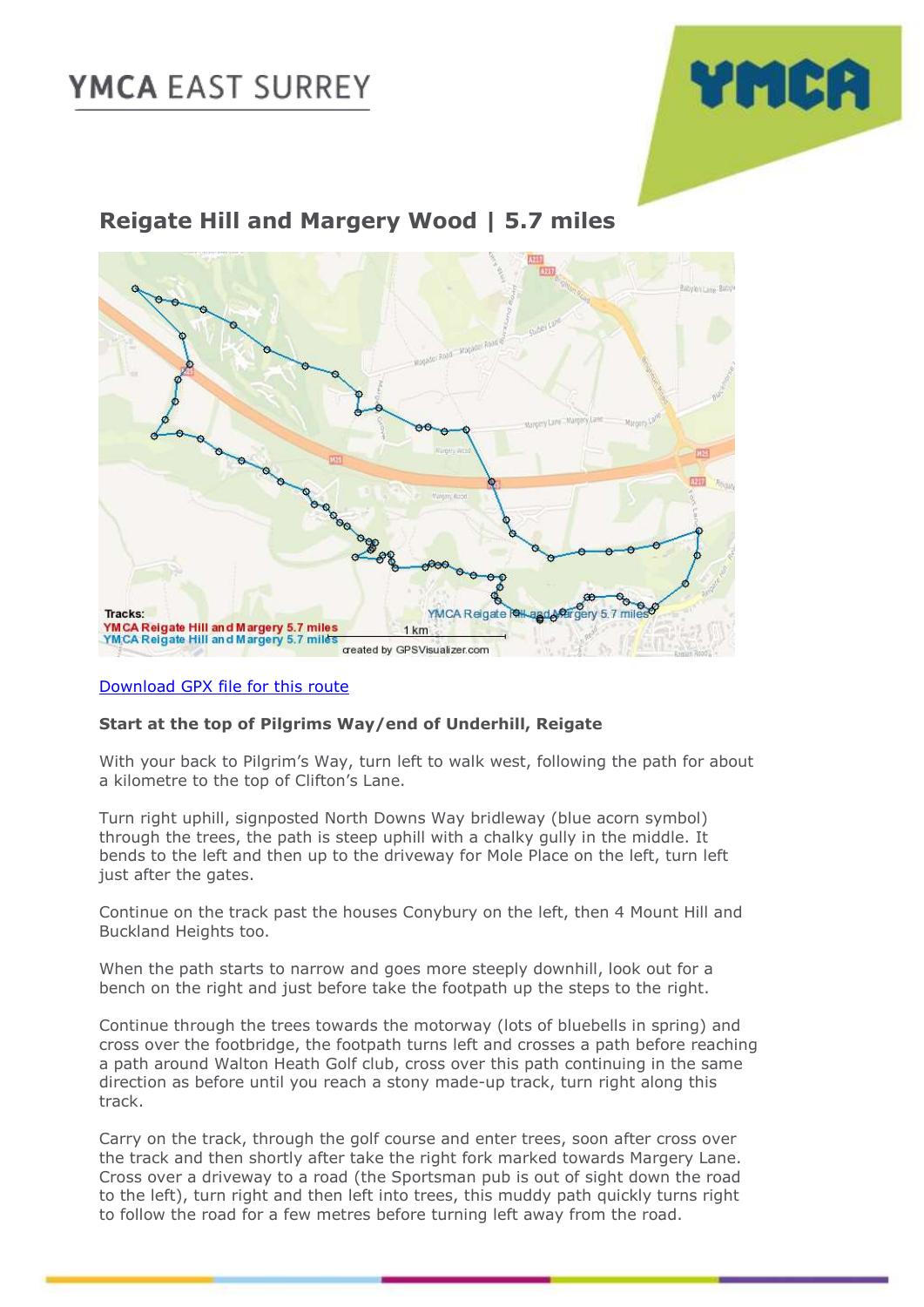YMCA EAST SURREY

## Reigate Hill and Margery Wood | 5.7 miles

Tracks:
YMCA Reigate Hill and Margery 5.7 miles
YMCA Reigate Hill and Margery 5.7 miles
1 km
created by GPSVisualizer.com

[Download GPX file for this route]

**Start at the top of Pilgrims Way/end of Underhill, Reigate**

With your back to Pilgrim's Way, turn left to walk west, following the path for about a kilometre to the top of Clifton's Lane.

Turn right uphill, signposted North Downs Way bridleway (blue acorn symbol) through the trees, the path is steep uphill with a chalky gully in the middle. It bends to the left and then up to the driveway for Mole Place on the left, turn left just after the gates.

Continue on the track past the houses Conybury on the left, then 4 Mount Hill and Buckland Heights too.

When the path starts to narrow and goes more steeply downhill, look out for a bench on the right and just before take the footpath up the steps to the right.

Continue through the trees towards the motorway (lots of bluebells in spring) and cross over the footbridge, the footpath turns left and crosses a path before reaching a path around Walton Heath Golf club, cross over this path continuing in the same direction as before until you reach a stony made-up track, turn right along this track.

Carry on the track, through the golf course and enter trees, soon after cross over the track and then shortly after take the right fork marked towards Margery Lane. Cross over a driveway to a road (the Sportsman pub is out of sight down the road to the left), turn right and then left into trees, this muddy path quickly turns right to follow the road for a few metres before turning left away from the road.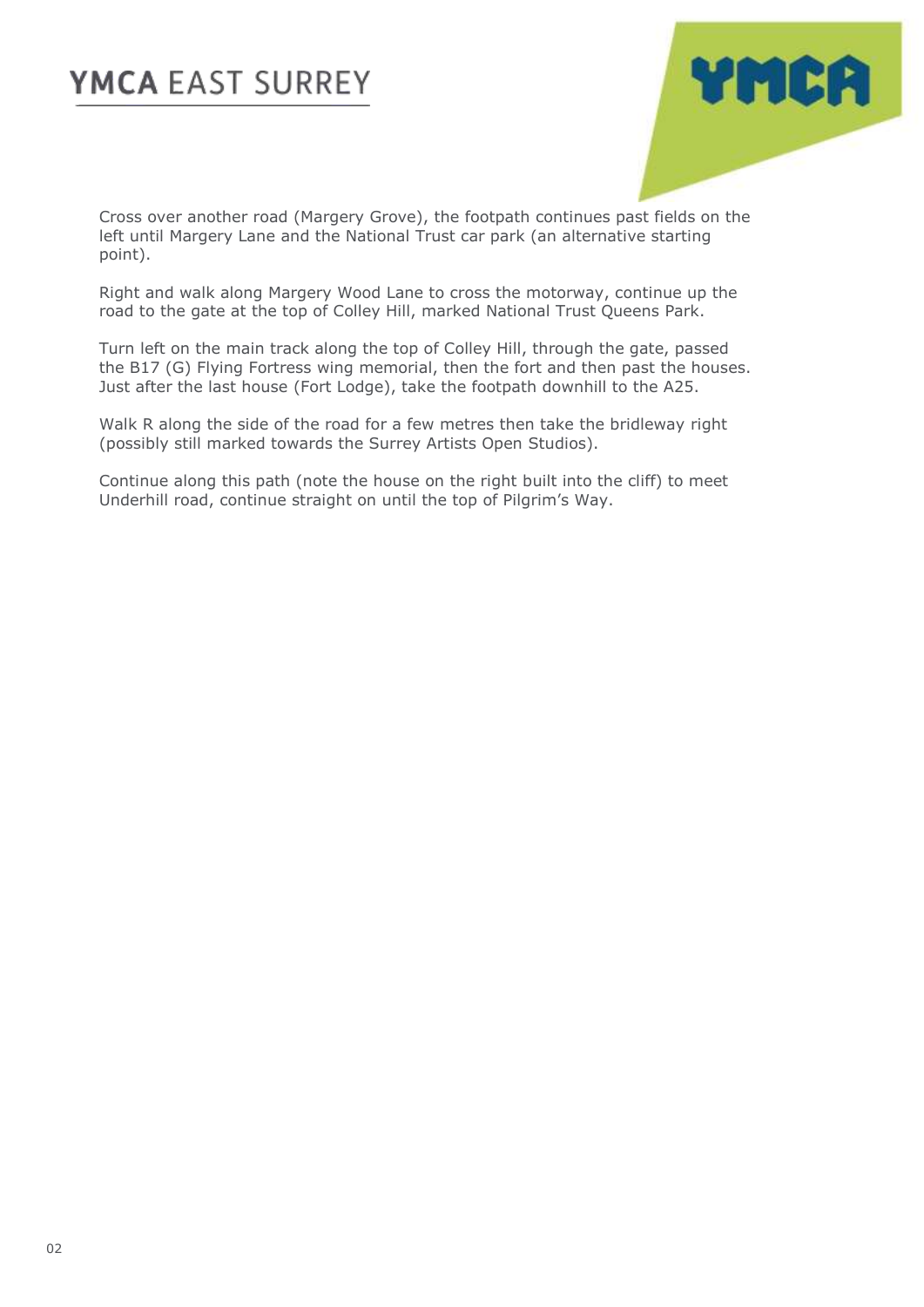Cross over another road (Margery Grove), the footpath continues past fields on the left until Margery Lane and the National Trust car park (an alternative starting point).

Right and walk along Margery Wood Lane to cross the motorway, continue up the road to the gate at the top of Colley Hill, marked National Trust Queens Park.

Turn left on the main track along the top of Colley Hill, through the gate, passed the B17 (G) Flying Fortress wing memorial, then the fort and then past the houses. Just after the last house (Fort Lodge), take the footpath downhill to the A25.

Walk R along the side of the road for a few metres then take the bridleway right (possibly still marked towards the Surrey Artists Open Studios).

Continue along this path (note the house on the right built into the cliff) to meet Underhill road, continue straight on until the top of Pilgrim's Way.